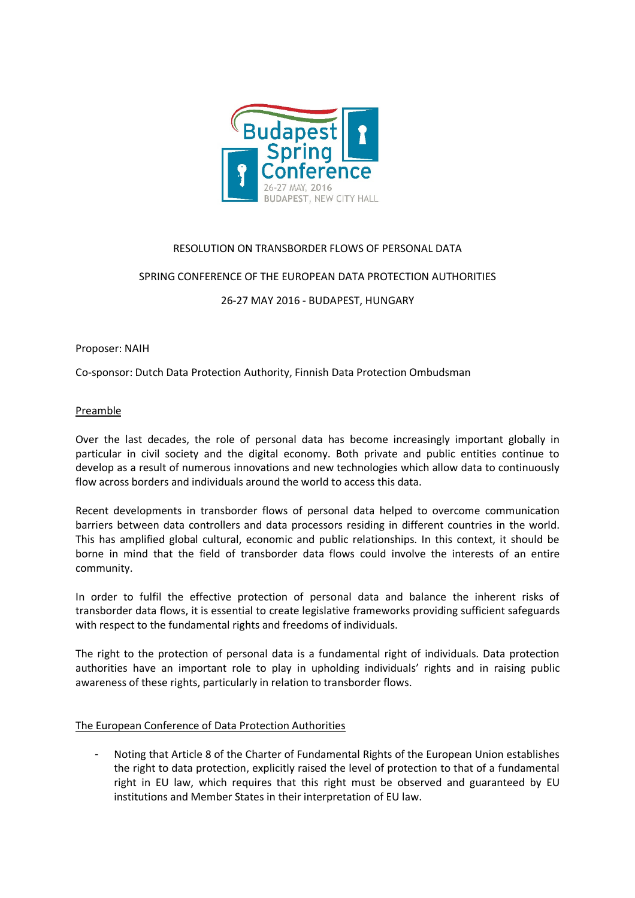RESOLUTION ON TRANSBORDER FLOWS OF PERSONAL DATA

SPRING CONFERENCE OF THE EUROPEAN DATA PROTECTION AUTHORITIES

26-27 MAY 2016 - BUDAPEST, HUNGARY

Proposer: NAIH

Co-sponsor: Dutch Data Protection Authority, Finnish Data Protection Ombudsman

## Preamble

Over the last decades, the role of personal data has become increasingly important globally in particular in civil society and the digital economy. Both private and public entities continue to develop as a result of numerous innovations and new technologies which allow data to continuously flow across borders and individuals around the world to access this data.

Recent developments in transborder flows of personal data helped to overcome communication barriers between data controllers and data processors residing in different countries in the world. This has amplified global cultural, economic and public relationships. In this context, it should be borne in mind that the field of transborder data flows could involve the interests of an entire community.

In order to fulfil the effective protection of personal data and balance the inherent risks of transborder data flows, it is essential to create legislative frameworks providing sufficient safeguards with respect to the fundamental rights and freedoms of individuals.

The right to the protection of personal data is a fundamental right of individuals. Data protection authorities have an important role to play in upholding individuals' rights and in raising public awareness of these rights, particularly in relation to transborder flows.

## The European Conference of Data Protection Authorities

- Noting that Article 8 of the Charter of Fundamental Rights of the European Union establishes the right to data protection, explicitly raised the level of protection to that of a fundamental right in EU law, which requires that this right must be observed and guaranteed by EU institutions and Member States in their interpretation of EU law.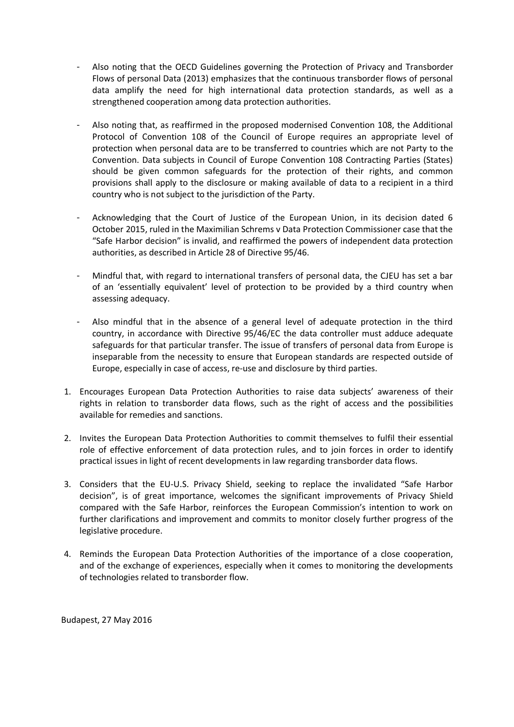- Also noting that the OECD Guidelines governing the Protection of Privacy and Transborder Flows of personal Data (2013) emphasizes that the continuous transborder flows of personal data amplify the need for high international data protection standards, as well as a strengthened cooperation among data protection authorities.

- Also noting that, as reaffirmed in the proposed modernised Convention 108, the Additional Protocol of Convention 108 of the Council of Europe requires an appropriate level of protection when personal data are to be transferred to countries which are not Party to the Convention. Data subjects in Council of Europe Convention 108 Contracting Parties (States) should be given common safeguards for the protection of their rights, and common provisions shall apply to the disclosure or making available of data to a recipient in a third country who is not subject to the jurisdiction of the Party.

- Acknowledging that the Court of Justice of the European Union, in its decision dated 6 October 2015, ruled in the Maximilian Schrems v Data Protection Commissioner case that the "Safe Harbor decision" is invalid, and reaffirmed the powers of independent data protection authorities, as described in Article 28 of Directive 95/46.

- Mindful that, with regard to international transfers of personal data, the CJEU has set a bar of an 'essentially equivalent' level of protection to be provided by a third country when assessing adequacy.

- Also mindful that in the absence of a general level of adequate protection in the third country, in accordance with Directive 95/46/EC the data controller must adduce adequate safeguards for that particular transfer. The issue of transfers of personal data from Europe is inseparable from the necessity to ensure that European standards are respected outside of Europe, especially in case of access, re-use and disclosure by third parties.

1. Encourages European Data Protection Authorities to raise data subjects' awareness of their rights in relation to transborder data flows, such as the right of access and the possibilities available for remedies and sanctions.

2. Invites the European Data Protection Authorities to commit themselves to fulfil their essential role of effective enforcement of data protection rules, and to join forces in order to identify practical issues in light of recent developments in law regarding transborder data flows.

3. Considers that the EU-U.S. Privacy Shield, seeking to replace the invalidated "Safe Harbor decision", is of great importance, welcomes the significant improvements of Privacy Shield compared with the Safe Harbor, reinforces the European Commission's intention to work on further clarifications and improvement and commits to monitor closely further progress of the legislative procedure.

4. Reminds the European Data Protection Authorities of the importance of a close cooperation, and of the exchange of experiences, especially when it comes to monitoring the developments of technologies related to transborder flow.

Budapest, 27 May 2016